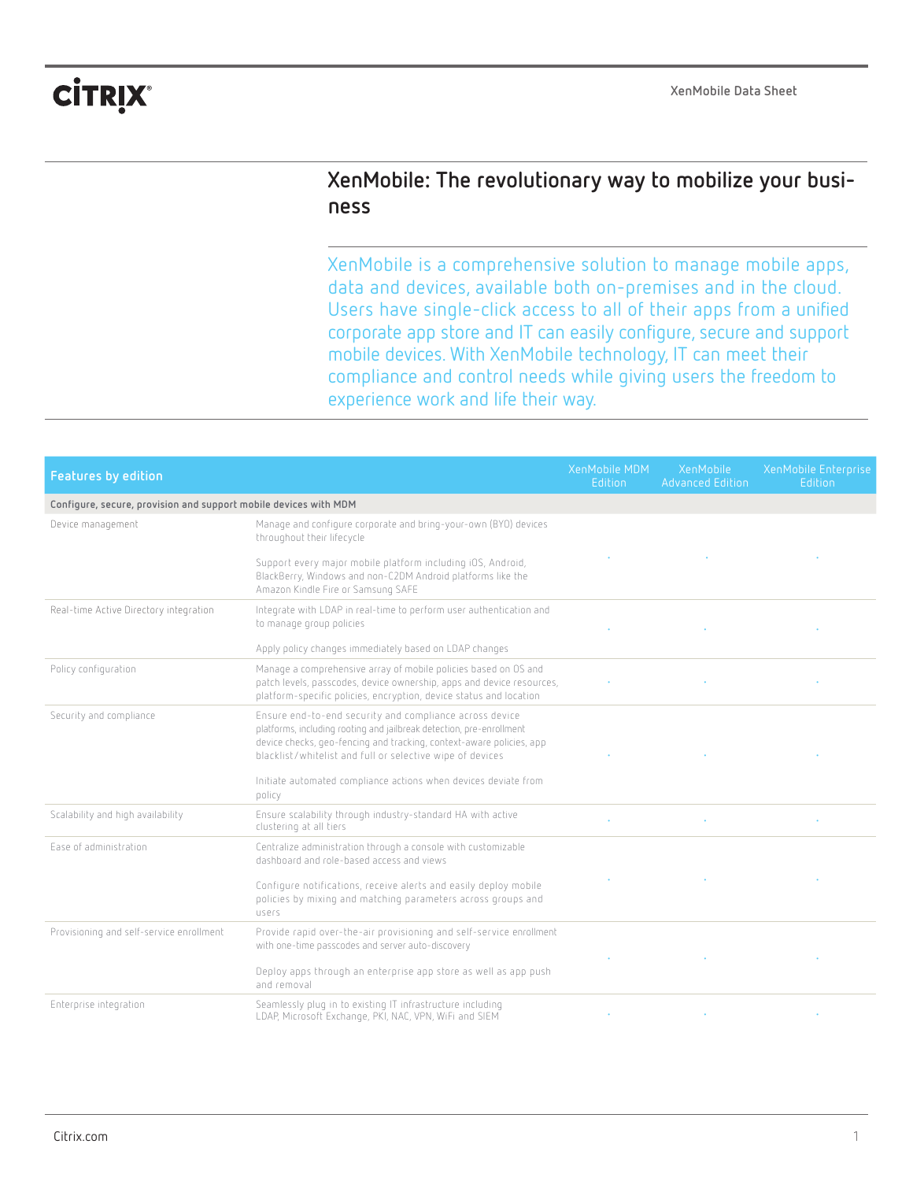# XenMobile: The revolutionary way to mobilize your business

XenMobile is a comprehensive solution to manage mobile apps, data and devices, available both on-premises and in the cloud. Users have single-click access to all of their apps from a unified corporate app store and IT can easily configure, secure and support mobile devices. With XenMobile technology, IT can meet their compliance and control needs while giving users the freedom to experience work and life their way.

| Features by edition | | XenMobile MDM Edition | XenMobile Advanced Edition | XenMobile Enterprise Edition |
|---|---|---|---|---|
| **Configure, secure, provision and support mobile devices with MDM** | | | | |
| Device management | Manage and configure corporate and bring-your-own (BYO) devices throughout their lifecycle<br><br>Support every major mobile platform including iOS, Android, BlackBerry, Windows and non-C2DM Android platforms like the Amazon Kindle Fire or Samsung SAFE | • | • | • |
| Real-time Active Directory integration | Integrate with LDAP in real-time to perform user authentication and to manage group policies<br><br>Apply policy changes immediately based on LDAP changes | • | • | • |
| Policy configuration | Manage a comprehensive array of mobile policies based on OS and patch levels, passcodes, device ownership, apps and device resources, platform-specific policies, encryption, device status and location | • | • | • |
| Security and compliance | Ensure end-to-end security and compliance across device platforms, including rooting and jailbreak detection, pre-enrollment device checks, geo-fencing and tracking, context-aware policies, app blacklist/whitelist and full or selective wipe of devices<br><br>Initiate automated compliance actions when devices deviate from policy | • | • | • |
| Scalability and high availability | Ensure scalability through industry-standard HA with active clustering at all tiers | • | • | • |
| Ease of administration | Centralize administration through a console with customizable dashboard and role-based access and views<br><br>Configure notifications, receive alerts and easily deploy mobile policies by mixing and matching parameters across groups and users | • | • | • |
| Provisioning and self-service enrollment | Provide rapid over-the-air provisioning and self-service enrollment with one-time passcodes and server auto-discovery<br><br>Deploy apps through an enterprise app store as well as app push and removal | • | • | • |
| Enterprise integration | Seamlessly plug in to existing IT infrastructure including LDAP, Microsoft Exchange, PKI, NAC, VPN, WiFi and SIEM | • | • | • |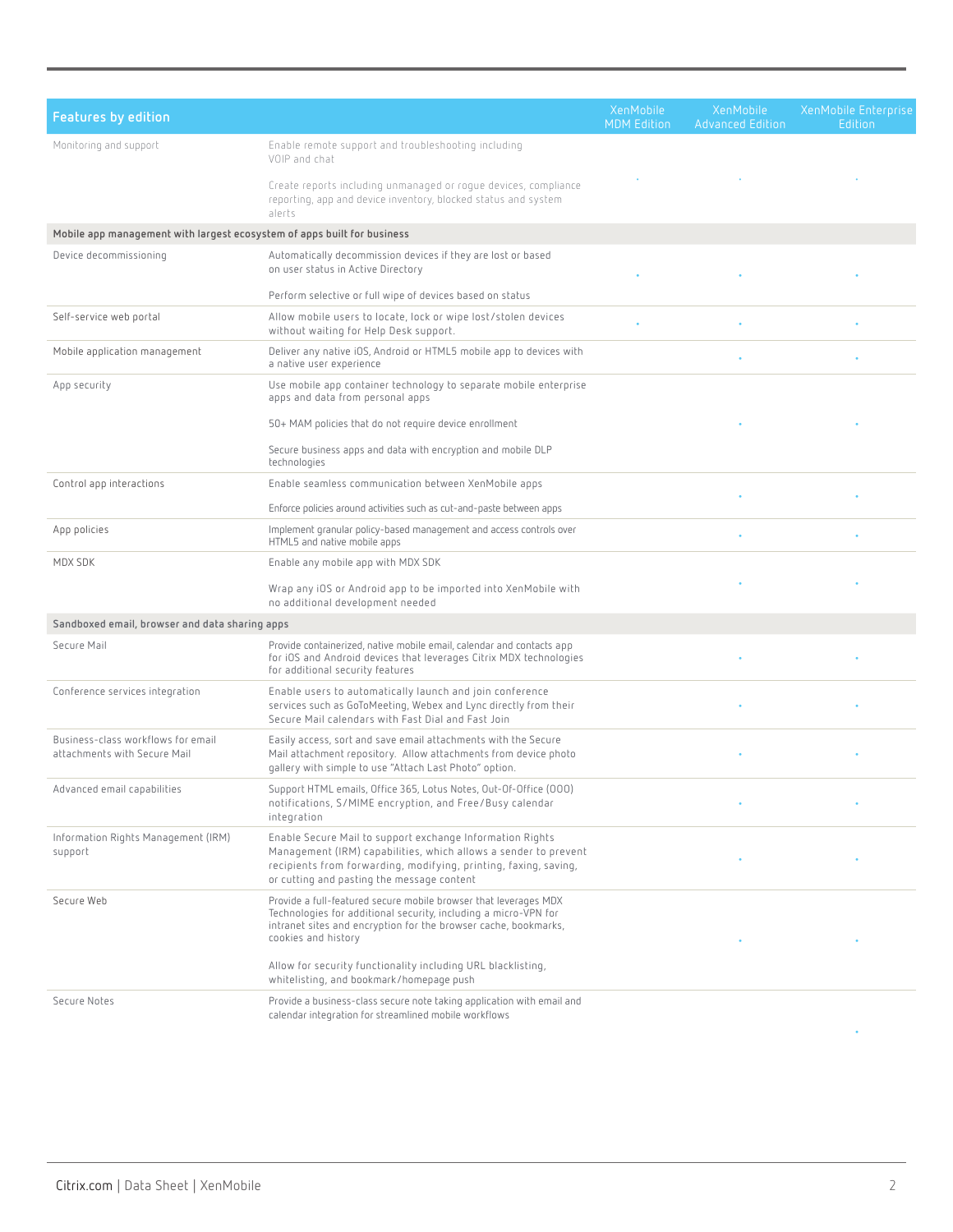| Features by edition | | XenMobile MDM Edition | XenMobile Advanced Edition | XenMobile Enterprise Edition |
|---|---|---|---|---|
| Monitoring and support | Enable remote support and troubleshooting including VOIP and chat<br><br>Create reports including unmanaged or rogue devices, compliance reporting, app and device inventory, blocked status and system alerts | • | • | • |
| **Mobile app management with largest ecosystem of apps built for business** | | | | |
| Device decommissioning | Automatically decommission devices if they are lost or based on user status in Active Directory<br><br>Perform selective or full wipe of devices based on status | • | • | • |
| Self-service web portal | Allow mobile users to locate, lock or wipe lost/stolen devices without waiting for Help Desk support. | • | • | • |
| Mobile application management | Deliver any native iOS, Android or HTML5 mobile app to devices with a native user experience | | • | • |
| App security | Use mobile app container technology to separate mobile enterprise apps and data from personal apps<br><br>50+ MAM policies that do not require device enrollment<br><br>Secure business apps and data with encryption and mobile DLP technologies | | • | • |
| Control app interactions | Enable seamless communication between XenMobile apps<br><br>Enforce policies around activities such as cut-and-paste between apps | | • | • |
| App policies | Implement granular policy-based management and access controls over HTML5 and native mobile apps | | • | • |
| MDX SDK | Enable any mobile app with MDX SDK<br><br>Wrap any iOS or Android app to be imported into XenMobile with no additional development needed | | • | • |
| **Sandboxed email, browser and data sharing apps** | | | | |
| Secure Mail | Provide containerized, native mobile email, calendar and contacts app for iOS and Android devices that leverages Citrix MDX technologies for additional security features | | • | • |
| Conference services integration | Enable users to automatically launch and join conference services such as GoToMeeting, Webex and Lync directly from their Secure Mail calendars with Fast Dial and Fast Join | | • | • |
| Business-class workflows for email attachments with Secure Mail | Easily access, sort and save email attachments with the Secure Mail attachment repository. Allow attachments from device photo gallery with simple to use "Attach Last Photo" option. | | • | • |
| Advanced email capabilities | Support HTML emails, Office 365, Lotus Notes, Out-Of-Office (OOO) notifications, S/MIME encryption, and Free/Busy calendar integration | | • | • |
| Information Rights Management (IRM) support | Enable Secure Mail to support exchange Information Rights Management (IRM) capabilities, which allows a sender to prevent recipients from forwarding, modifying, printing, faxing, saving, or cutting and pasting the message content | | • | • |
| Secure Web | Provide a full-featured secure mobile browser that leverages MDX Technologies for additional security, including a micro-VPN for intranet sites and encryption for the browser cache, bookmarks, cookies and history<br><br>Allow for security functionality including URL blacklisting, whitelisting, and bookmark/homepage push | | • | • |
| Secure Notes | Provide a business-class secure note taking application with email and calendar integration for streamlined mobile workflows | | | • |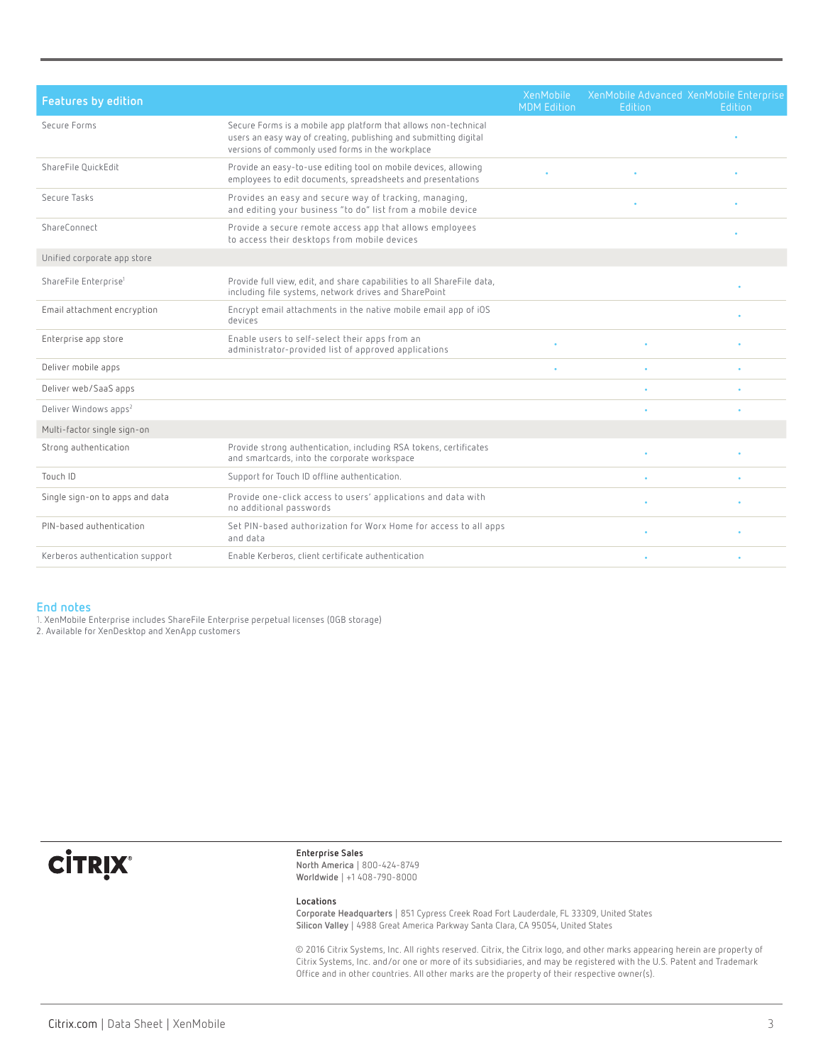| Features by edition | | XenMobile MDM Edition | XenMobile Advanced Edition | XenMobile Enterprise Edition |
|---|---|---|---|---|
| Secure Forms | Secure Forms is a mobile app platform that allows non-technical users an easy way of creating, publishing and submitting digital versions of commonly used forms in the workplace | | | • |
| ShareFile QuickEdit | Provide an easy-to-use editing tool on mobile devices, allowing employees to edit documents, spreadsheets and presentations | • | • | • |
| Secure Tasks | Provides an easy and secure way of tracking, managing, and editing your business "to do" list from a mobile device | | • | • |
| ShareConnect | Provide a secure remote access app that allows employees to access their desktops from mobile devices | | | • |
| Unified corporate app store | | | | |
| ShareFile Enterprise[1] | Provide full view, edit, and share capabilities to all ShareFile data, including file systems, network drives and SharePoint | | | • |
| Email attachment encryption | Encrypt email attachments in the native mobile email app of iOS devices | | | • |
| Enterprise app store | Enable users to self-select their apps from an administrator-provided list of approved applications | • | • | • |
| Deliver mobile apps | | • | • | • |
| Deliver web/SaaS apps | | | • | • |
| Deliver Windows apps[2] | | | • | • |
| Multi-factor single sign-on | | | | |
| Strong authentication | Provide strong authentication, including RSA tokens, certificates and smartcards, into the corporate workspace | | • | • |
| Touch ID | Support for Touch ID offline authentication. | | • | • |
| Single sign-on to apps and data | Provide one-click access to users' applications and data with no additional passwords | | • | • |
| PIN-based authentication | Set PIN-based authorization for Worx Home for access to all apps and data | | • | • |
| Kerberos authentication support | Enable Kerberos, client certificate authentication | | • | • |

## End notes

1. XenMobile Enterprise includes ShareFile Enterprise perpetual licenses (0GB storage)
2. Available for XenDesktop and XenApp customers

**Enterprise Sales**
**North America** | 800-424-8749
**Worldwide** | +1 408-790-8000

**Locations**
**Corporate Headquarters** | 851 Cypress Creek Road Fort Lauderdale, FL 33309, United States
**Silicon Valley** | 4988 Great America Parkway Santa Clara, CA 95054, United States

© 2016 Citrix Systems, Inc. All rights reserved. Citrix, the Citrix logo, and other marks appearing herein are property of Citrix Systems, Inc. and/or one or more of its subsidiaries, and may be registered with the U.S. Patent and Trademark Office and in other countries. All other marks are the property of their respective owner(s).